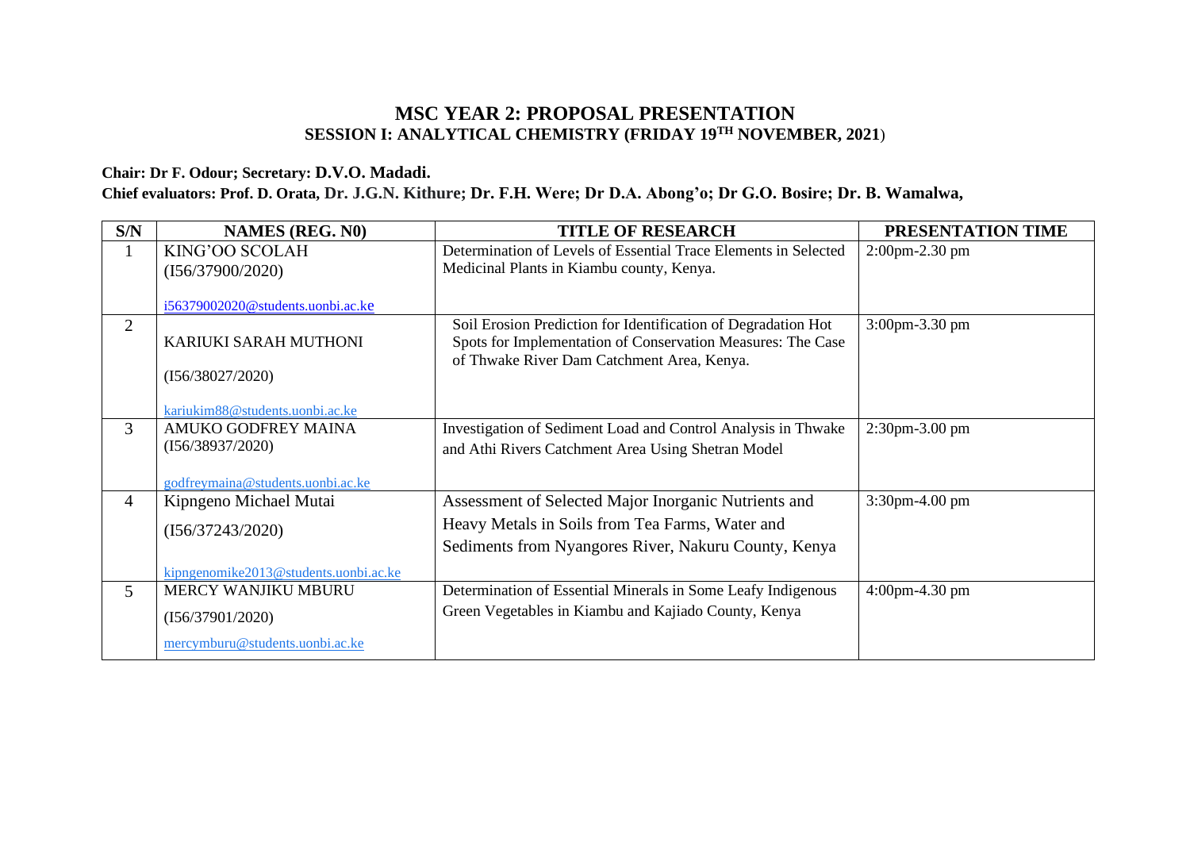# MSC YEAR 2: PROPOSAL PRESENTATION
## SESSION I: ANALYTICAL CHEMISTRY (FRIDAY 19TH NOVEMBER, 2021)

**Chair: Dr F. Odour; Secretary: D.V.O. Madadi.**

**Chief evaluators: Prof. D. Orata, Dr. J.G.N. Kithure; Dr. F.H. Were; Dr D.A. Abong'o; Dr G.O. Bosire; Dr. B. Wamalwa,**

| S/N | NAMES (REG. N0) | TITLE OF RESEARCH | PRESENTATION TIME |
|---|---|---|---|
| 1 | KING'OO SCOLAH (I56/37900/2020) i56379002020@students.uonbi.ac.ke | Determination of Levels of Essential Trace Elements in Selected Medicinal Plants in Kiambu county, Kenya. | 2:00pm-2.30 pm |
| 2 | KARIUKI SARAH MUTHONI (I56/38027/2020) kariukim88@students.uonbi.ac.ke | Soil Erosion Prediction for Identification of Degradation Hot Spots for Implementation of Conservation Measures: The Case of Thwake River Dam Catchment Area, Kenya. | 3:00pm-3.30 pm |
| 3 | AMUKO GODFREY MAINA (I56/38937/2020) godfreymaina@students.uonbi.ac.ke | Investigation of Sediment Load and Control Analysis in Thwake and Athi Rivers Catchment Area Using Shetran Model | 2:30pm-3.00 pm |
| 4 | Kipngeno Michael Mutai (I56/37243/2020) kipngenomike2013@students.uonbi.ac.ke | Assessment of Selected Major Inorganic Nutrients and Heavy Metals in Soils from Tea Farms, Water and Sediments from Nyangores River, Nakuru County, Kenya | 3:30pm-4.00 pm |
| 5 | MERCY WANJIKU MBURU (I56/37901/2020) mercymburu@students.uonbi.ac.ke | Determination of Essential Minerals in Some Leafy Indigenous Green Vegetables in Kiambu and Kajiado County, Kenya | 4:00pm-4.30 pm |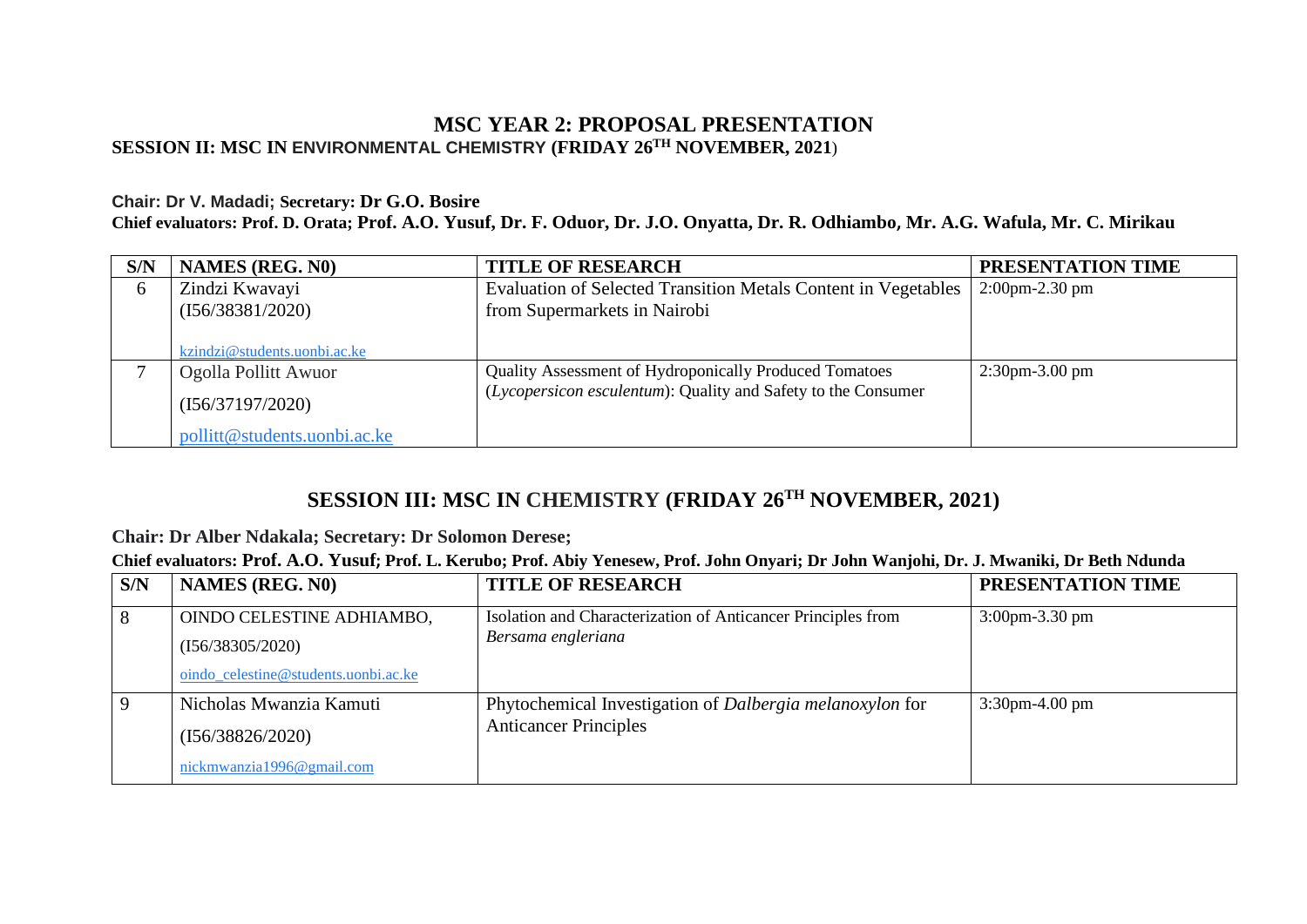## MSC YEAR 2: PROPOSAL PRESENTATION

### SESSION II: MSC IN ENVIRONMENTAL CHEMISTRY (FRIDAY 26$^{TH}$ NOVEMBER, 2021)

**Chair: Dr V. Madadi; Secretary: Dr G.O. Bosire**

**Chief evaluators: Prof. D. Orata; Prof. A.O. Yusuf, Dr. F. Oduor, Dr. J.O. Onyatta, Dr. R. Odhiambo, Mr. A.G. Wafula, Mr. C. Mirikau**

| S/N | NAMES (REG. N0) | TITLE OF RESEARCH | PRESENTATION TIME |
|---|---|---|---|
| 6 | Zindzi Kwavayi<br>(I56/38381/2020)<br>kzindzi@students.uonbi.ac.ke | Evaluation of Selected Transition Metals Content in Vegetables from Supermarkets in Nairobi | 2:00pm-2.30 pm |
| 7 | Ogolla Pollitt Awuor<br>(I56/37197/2020)<br>pollitt@students.uonbi.ac.ke | Quality Assessment of Hydroponically Produced Tomatoes (*Lycopersicon esculentum*): Quality and Safety to the Consumer | 2:30pm-3.00 pm |

### SESSION III: MSC IN CHEMISTRY (FRIDAY 26$^{TH}$ NOVEMBER, 2021)

**Chair: Dr Alber Ndakala; Secretary: Dr Solomon Derese;**

**Chief evaluators: Prof. A.O. Yusuf; Prof. L. Kerubo; Prof. Abiy Yenesew, Prof. John Onyari; Dr John Wanjohi, Dr. J. Mwaniki, Dr Beth Ndunda**

| S/N | NAMES (REG. N0) | TITLE OF RESEARCH | PRESENTATION TIME |
|---|---|---|---|
| 8 | OINDO CELESTINE ADHIAMBO,<br>(I56/38305/2020)<br>oindo_celestine@students.uonbi.ac.ke | Isolation and Characterization of Anticancer Principles from *Bersama engleriana* | 3:00pm-3.30 pm |
| 9 | Nicholas Mwanzia Kamuti<br>(I56/38826/2020)<br>nickmwanzia1996@gmail.com | Phytochemical Investigation of *Dalbergia melanoxylon* for Anticancer Principles | 3:30pm-4.00 pm |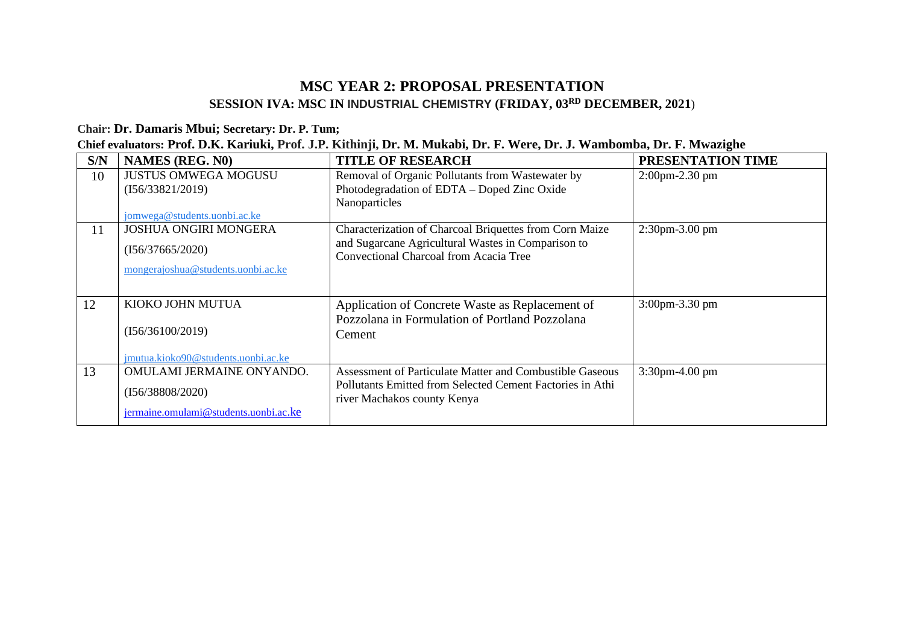# MSC YEAR 2: PROPOSAL PRESENTATION

## SESSION IVA: MSC IN INDUSTRIAL CHEMISTRY (FRIDAY, 03[RD] DECEMBER, 2021)

**Chair: Dr. Damaris Mbui; Secretary: Dr. P. Tum;**

**Chief evaluators: Prof. D.K. Kariuki, Prof. J.P. Kithinji, Dr. M. Mukabi, Dr. F. Were, Dr. J. Wambomba, Dr. F. Mwazighe**

| S/N | NAMES (REG. N0) | TITLE OF RESEARCH | PRESENTATION TIME |
|---|---|---|---|
| 10 | JUSTUS OMWEGA MOGUSU (I56/33821/2019) jomwega@students.uonbi.ac.ke | Removal of Organic Pollutants from Wastewater by Photodegradation of EDTA – Doped Zinc Oxide Nanoparticles | 2:00pm-2.30 pm |
| 11 | JOSHUA ONGIRI MONGERA (I56/37665/2020) mongerajoshua@students.uonbi.ac.ke | Characterization of Charcoal Briquettes from Corn Maize and Sugarcane Agricultural Wastes in Comparison to Convectional Charcoal from Acacia Tree | 2:30pm-3.00 pm |
| 12 | KIOKO JOHN MUTUA (I56/36100/2019) jmutua.kioko90@students.uonbi.ac.ke | Application of Concrete Waste as Replacement of Pozzolana in Formulation of Portland Pozzolana Cement | 3:00pm-3.30 pm |
| 13 | OMULAMI JERMAINE ONYANDO. (I56/38808/2020) jermaine.omulami@students.uonbi.ac.ke | Assessment of Particulate Matter and Combustible Gaseous Pollutants Emitted from Selected Cement Factories in Athi river Machakos county Kenya | 3:30pm-4.00 pm |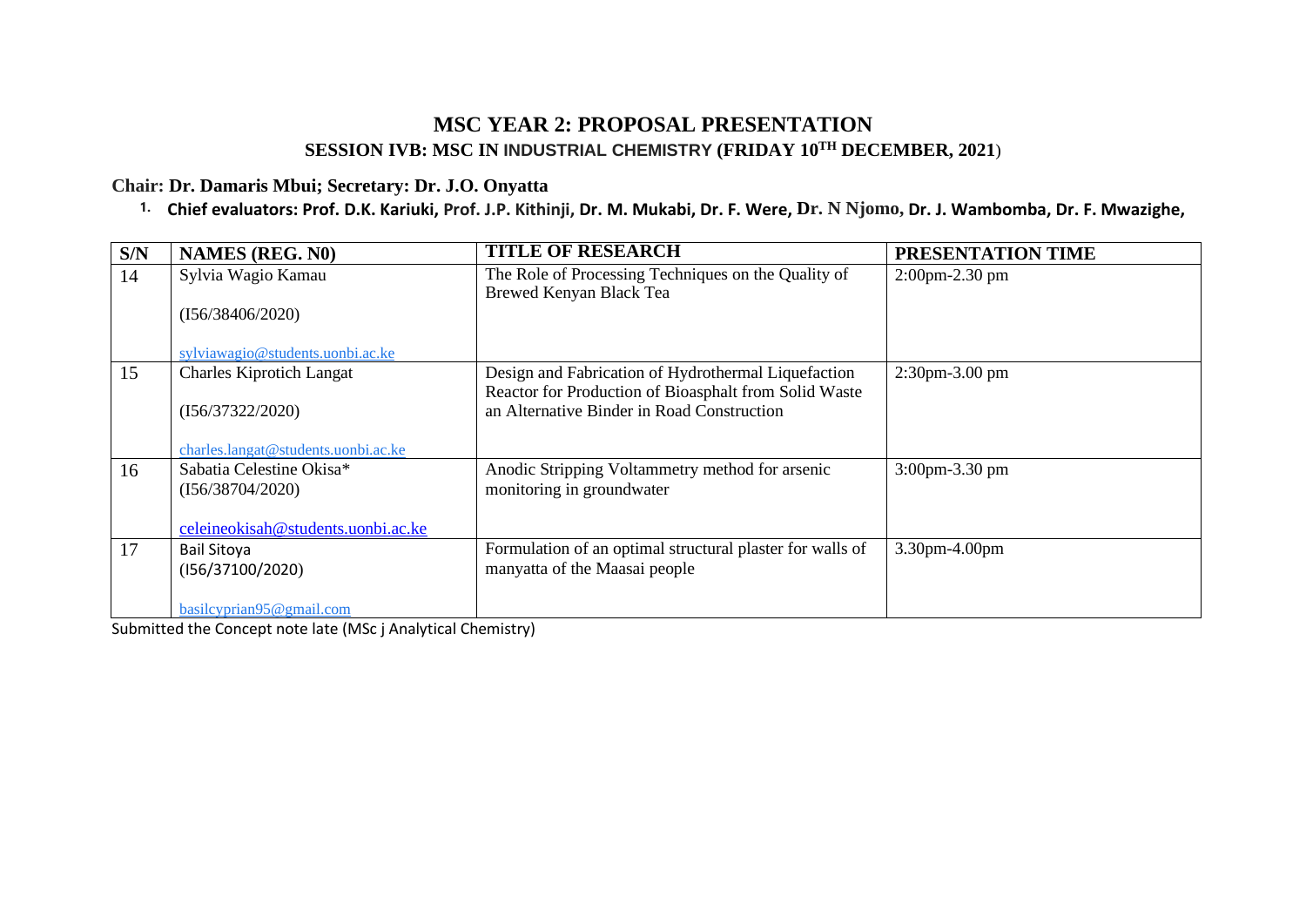# MSC YEAR 2: PROPOSAL PRESENTATION

## SESSION IVB: MSC IN INDUSTRIAL CHEMISTRY (FRIDAY 10TH DECEMBER, 2021)

**Chair: Dr. Damaris Mbui; Secretary: Dr. J.O. Onyatta**

1. **Chief evaluators: Prof. D.K. Kariuki, Prof. J.P. Kithinji, Dr. M. Mukabi, Dr. F. Were, Dr. N Njomo, Dr. J. Wambomba, Dr. F. Mwazighe,**

| S/N | NAMES (REG. N0) | TITLE OF RESEARCH | PRESENTATION TIME |
|---|---|---|---|
| 14 | Sylvia Wagio Kamau<br><br>(I56/38406/2020)<br><br>sylviawagio@students.uonbi.ac.ke | The Role of Processing Techniques on the Quality of Brewed Kenyan Black Tea | 2:00pm-2.30 pm |
| 15 | Charles Kiprotich Langat<br><br>(I56/37322/2020)<br><br>charles.langat@students.uonbi.ac.ke | Design and Fabrication of Hydrothermal Liquefaction Reactor for Production of Bioasphalt from Solid Waste an Alternative Binder in Road Construction | 2:30pm-3.00 pm |
| 16 | Sabatia Celestine Okisa*<br>(I56/38704/2020)<br><br>celeineokisah@students.uonbi.ac.ke | Anodic Stripping Voltammetry method for arsenic monitoring in groundwater | 3:00pm-3.30 pm |
| 17 | Bail Sitoya<br>(I56/37100/2020)<br><br>basilcyprian95@gmail.com | Formulation of an optimal structural plaster for walls of manyatta of the Maasai people | 3.30pm-4.00pm |

Submitted the Concept note late (MSc j Analytical Chemistry)